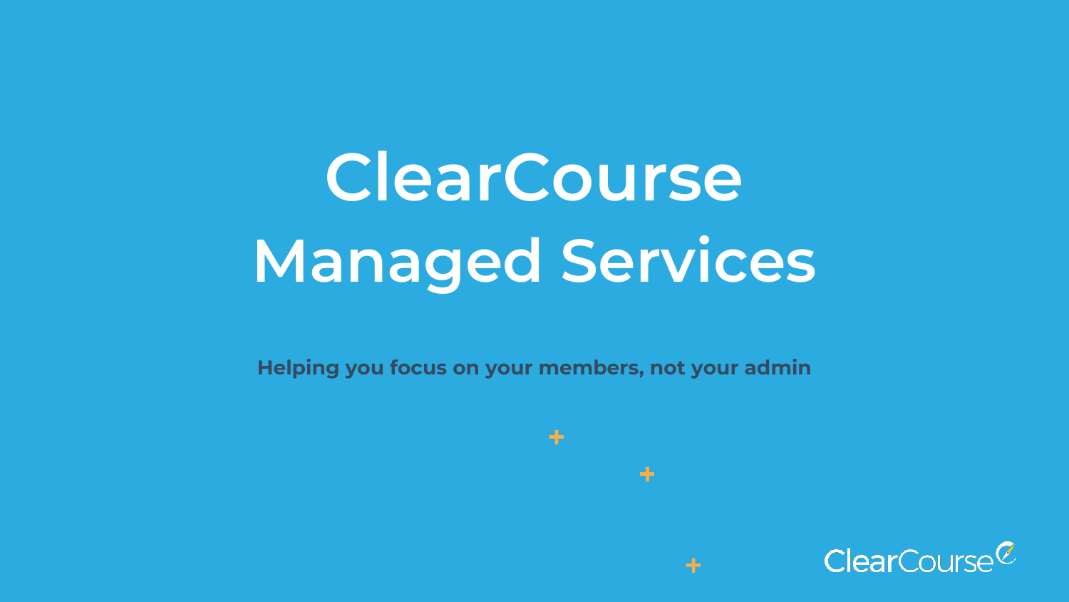# ClearCourse Managed Services

**Helping you focus on your members, not your admin**

ClearCourse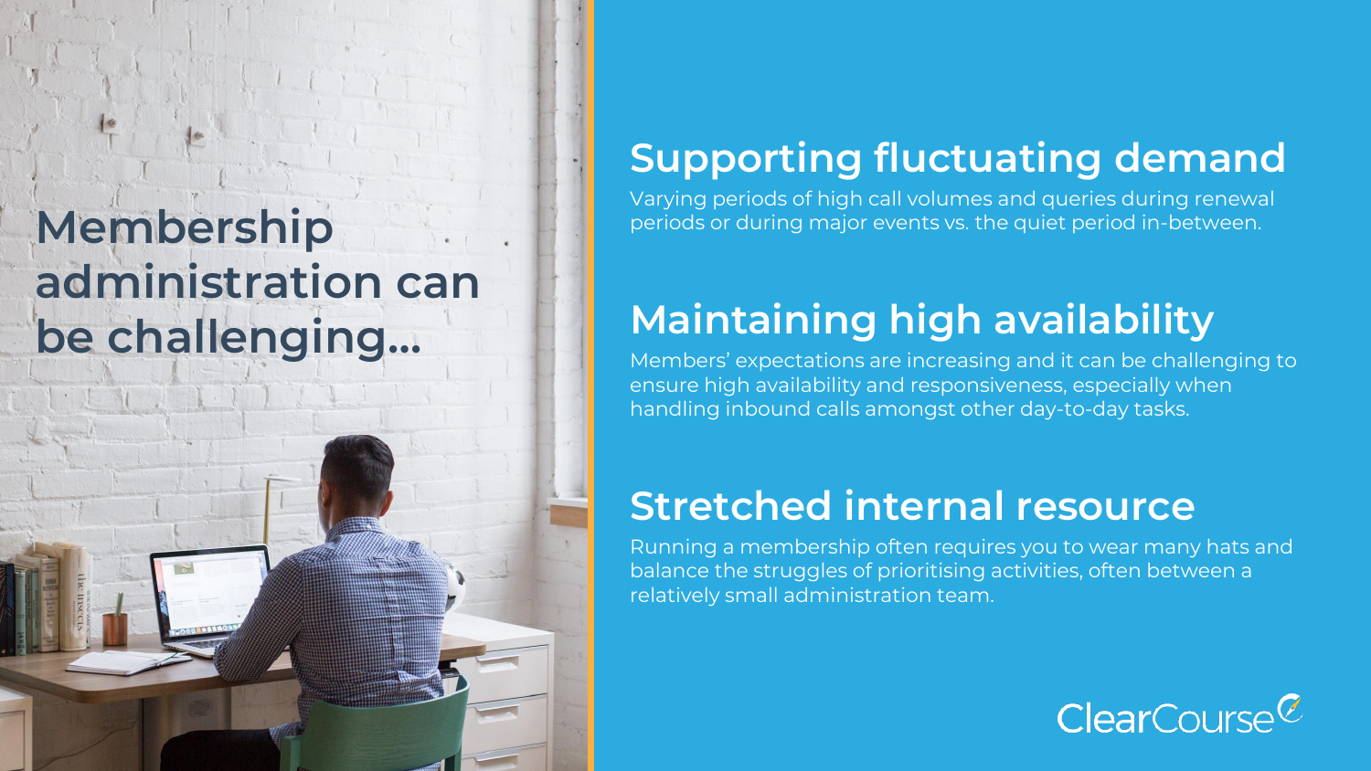# Membership administration can be challenging...

## Supporting fluctuating demand

Varying periods of high call volumes and queries during renewal periods or during major events vs. the quiet period in-between.

## Maintaining high availability

Members' expectations are increasing and it can be challenging to ensure high availability and responsiveness, especially when handling inbound calls amongst other day-to-day tasks.

## Stretched internal resource

Running a membership often requires you to wear many hats and balance the struggles of prioritising activities, often between a relatively small administration team.

ClearCourse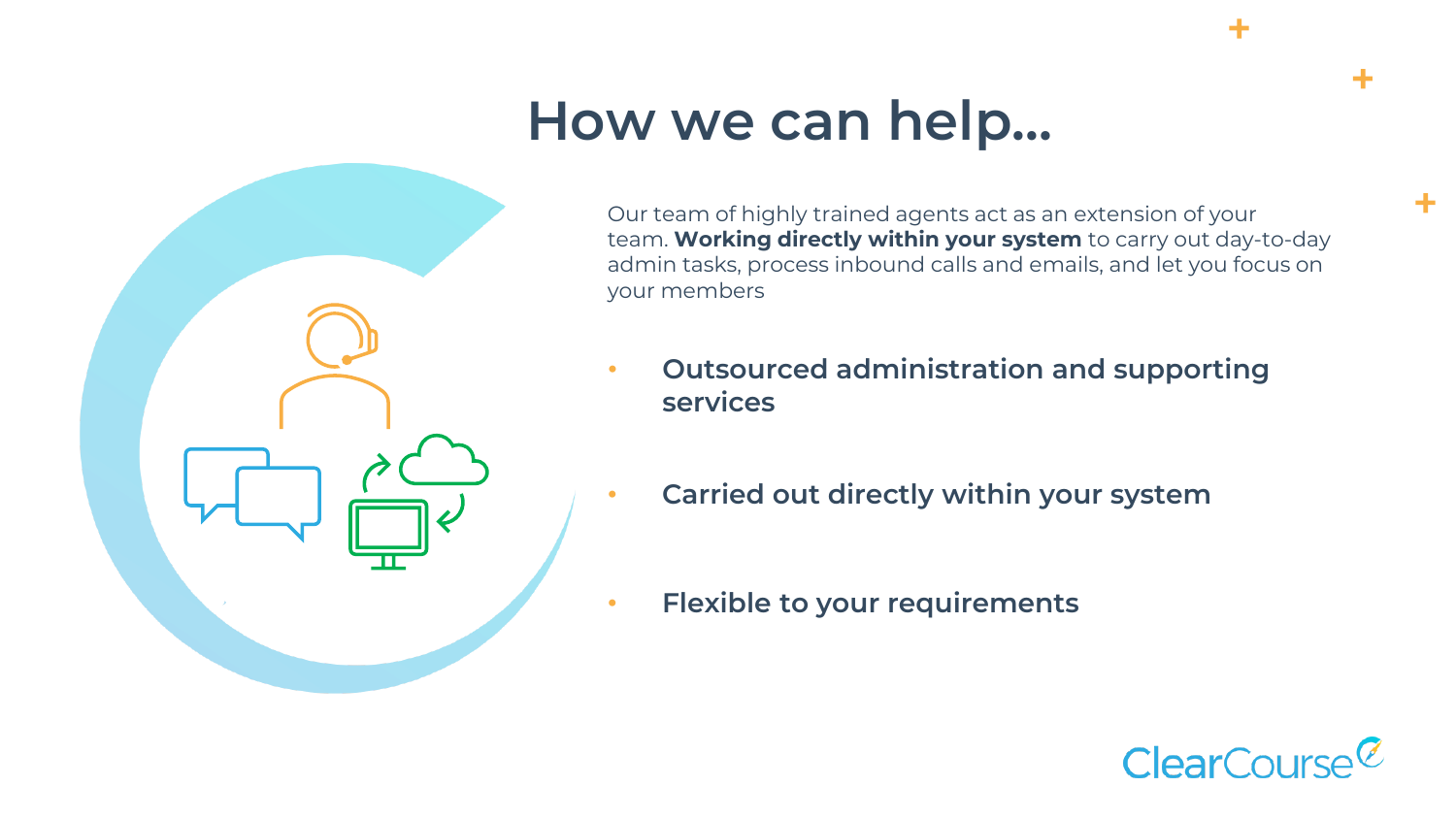# How we can help...

Our team of highly trained agents act as an extension of your team. **Working directly within your system** to carry out day-to-day admin tasks, process inbound calls and emails, and let you focus on your members

- **Outsourced administration and supporting services**
- **Carried out directly within your system**
- **Flexible to your requirements**

ClearCourse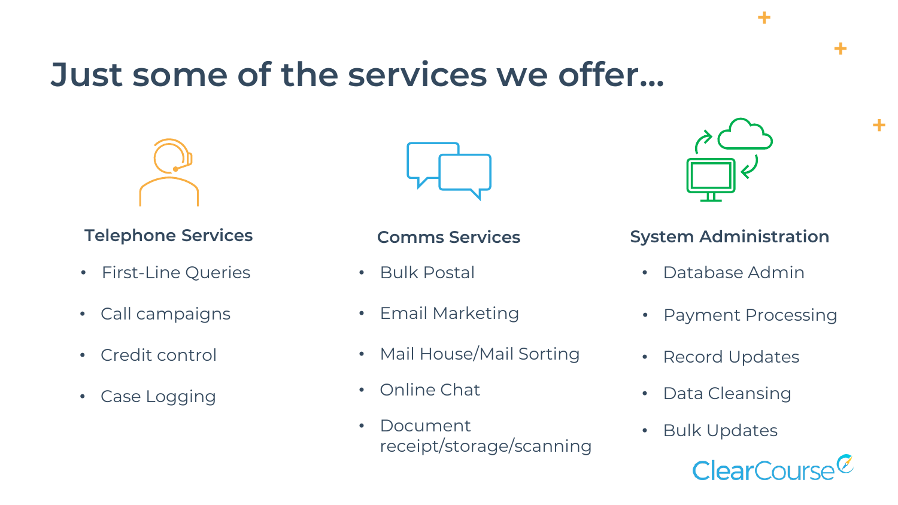# Just some of the services we offer…

### Telephone Services

- First-Line Queries
- Call campaigns
- Credit control
- Case Logging

### Comms Services

- Bulk Postal
- Email Marketing
- Mail House/Mail Sorting
- Online Chat
- Document receipt/storage/scanning

### System Administration

- Database Admin
- Payment Processing
- Record Updates
- Data Cleansing
- Bulk Updates

ClearCourse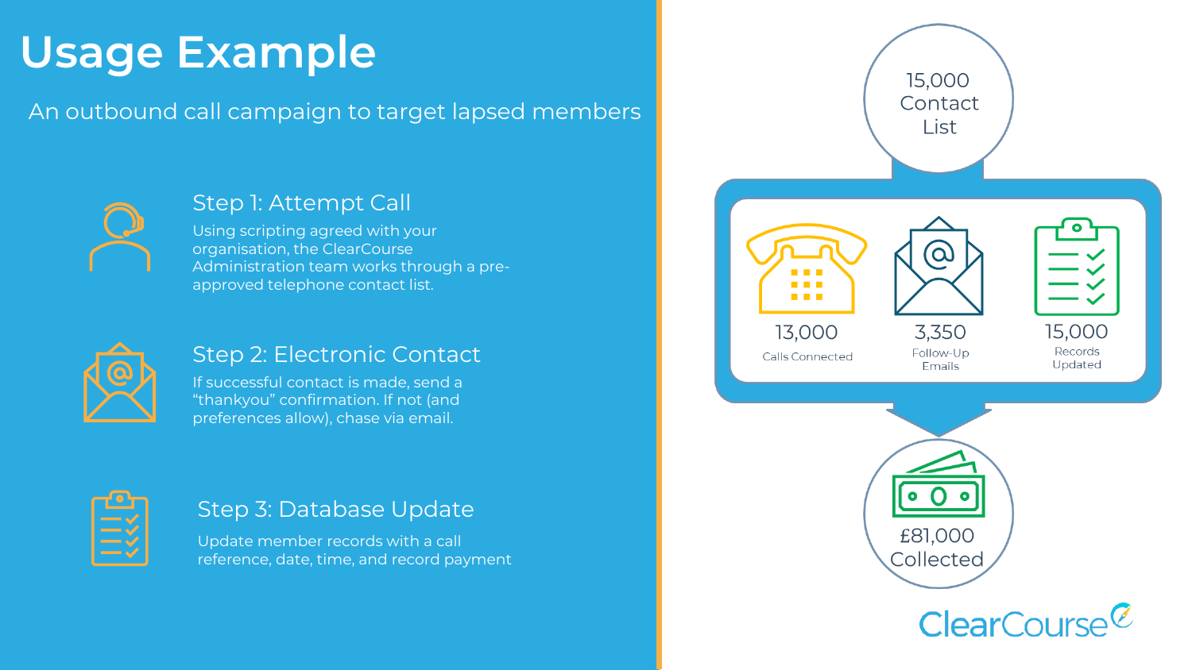# Usage Example

An outbound call campaign to target lapsed members

### Step 1: Attempt Call

Using scripting agreed with your organisation, the ClearCourse Administration team works through a pre-approved telephone contact list.

### Step 2: Electronic Contact

If successful contact is made, send a "thankyou" confirmation. If not (and preferences allow), chase via email.

### Step 3: Database Update

Update member records with a call reference, date, time, and record payment

15,000 Contact List

- 13,000 Calls Connected
- 3,350 Follow-Up Emails
- 15,000 Records Updated

£81,000 Collected

ClearCourse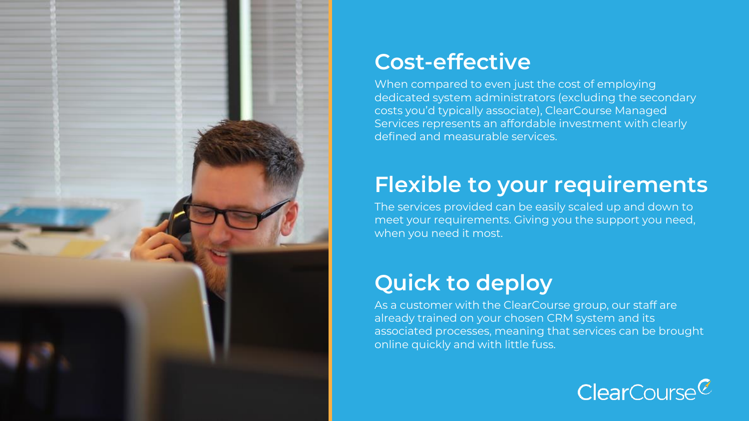## Cost-effective

When compared to even just the cost of employing dedicated system administrators (excluding the secondary costs you'd typically associate), ClearCourse Managed Services represents an affordable investment with clearly defined and measurable services.

## Flexible to your requirements

The services provided can be easily scaled up and down to meet your requirements. Giving you the support you need, when you need it most.

## Quick to deploy

As a customer with the ClearCourse group, our staff are already trained on your chosen CRM system and its associated processes, meaning that services can be brought online quickly and with little fuss.

ClearCourse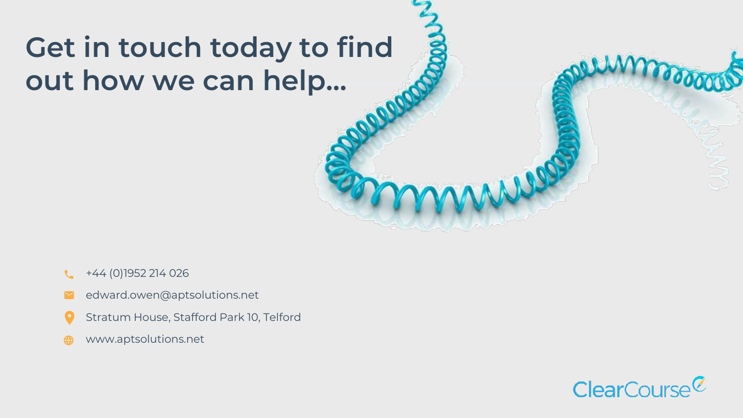# Get in touch today to find out how we can help...

- +44 (0)1952 214 026
- edward.owen@aptsolutions.net
- Stratum House, Stafford Park 10, Telford
- www.aptsolutions.net

ClearCourse